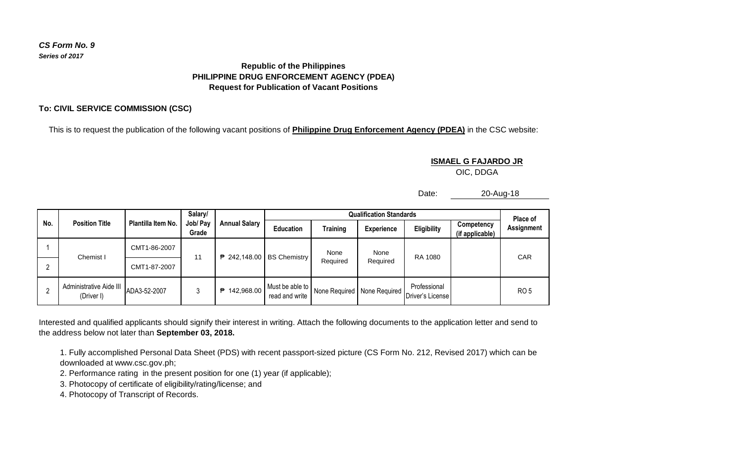*CS Form No. 9*
***Series of 2017***

**Republic of the Philippines**
**PHILIPPINE DRUG ENFORCEMENT AGENCY (PDEA)**
**Request for Publication of Vacant Positions**

**To: CIVIL SERVICE COMMISSION (CSC)**

This is to request the publication of the following vacant positions of **Philippine Drug Enforcement Agency (PDEA)** in the CSC website:

**ISMAEL G FAJARDO JR**
OIC, DDGA

Date: 20-Aug-18

| No. | Position Title | Plantilla Item No. | Salary/ Job/ Pay Grade | Annual Salary | Qualification Standards | | | | | Place of Assignment |
|---|---|---|---|---|---|---|---|---|---|---|
| | | | | | Education | Training | Experience | Eligibility | Competency (if applicable) | |
| 1 | Chemist I | CMT1-86-2007 | 11 | ₱ 242,148.00 | BS Chemistry | None Required | None Required | RA 1080 | | CAR |
| 2 | | CMT1-87-2007 | | | | | | | | |
| 2 | Administrative Aide III (Driver I) | ADA3-52-2007 | 3 | ₱ 142,968.00 | Must be able to read and write | None Required | None Required | Professional Driver's License | | RO 5 |

Interested and qualified applicants should signify their interest in writing. Attach the following documents to the application letter and send to the address below not later than **September 03, 2018.**

1. Fully accomplished Personal Data Sheet (PDS) with recent passport-sized picture (CS Form No. 212, Revised 2017) which can be downloaded at www.csc.gov.ph;
2. Performance rating in the present position for one (1) year (if applicable);
3. Photocopy of certificate of eligibility/rating/license; and
4. Photocopy of Transcript of Records.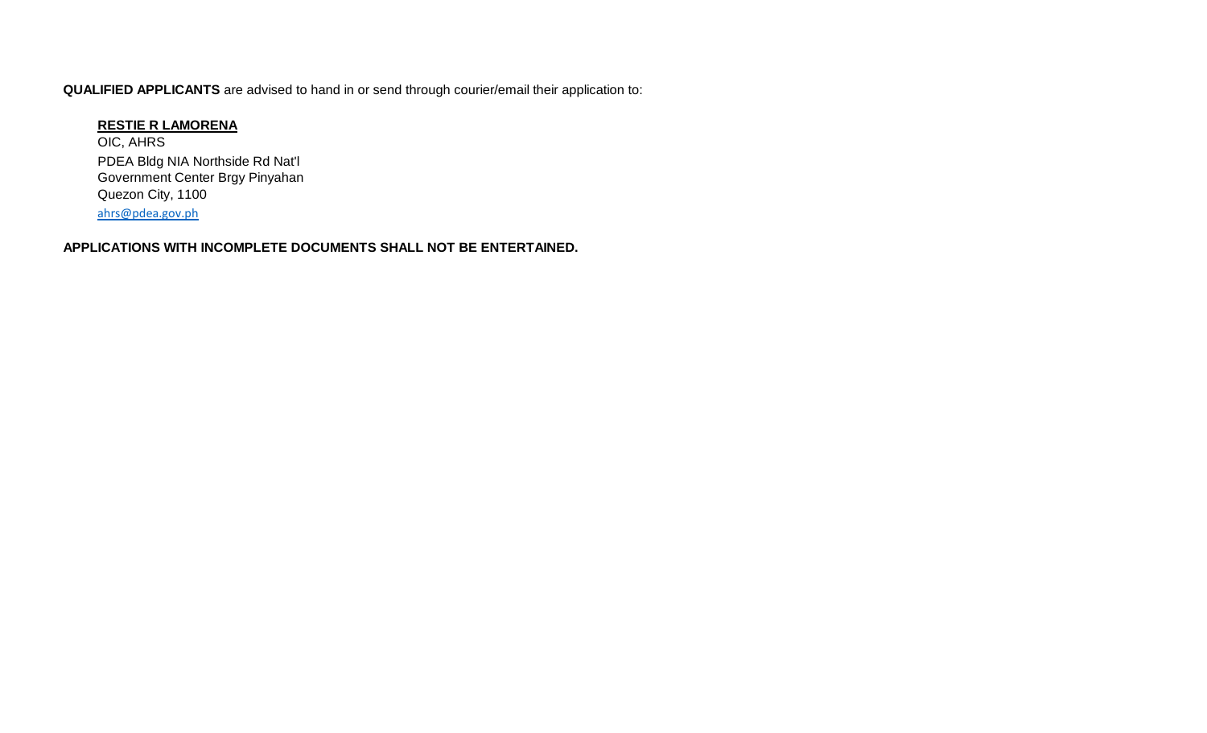**QUALIFIED APPLICANTS** are advised to hand in or send through courier/email their application to:

**RESTIE R LAMORENA**
OIC, AHRS
PDEA Bldg NIA Northside Rd Nat'l
Government Center Brgy Pinyahan
Quezon City, 1100
ahrs@pdea.gov.ph

**APPLICATIONS WITH INCOMPLETE DOCUMENTS SHALL NOT BE ENTERTAINED.**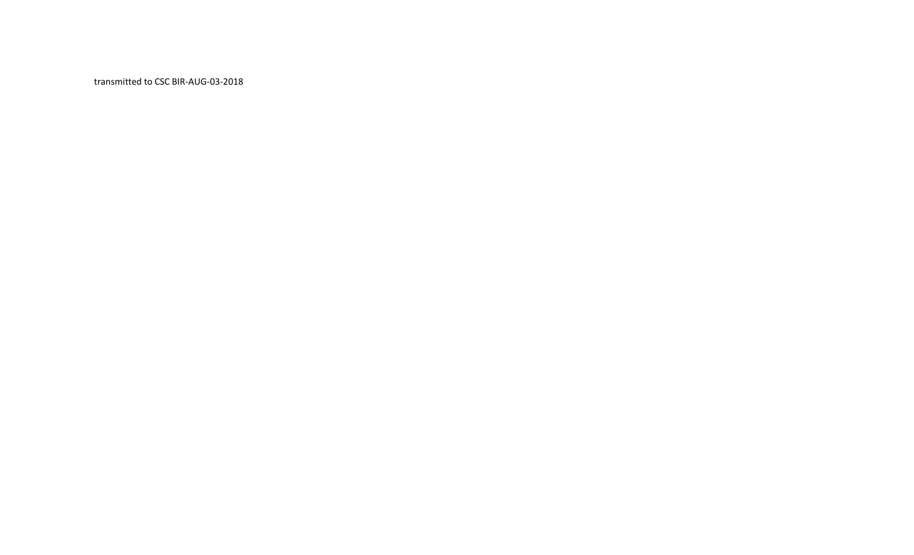transmitted to CSC BIR-AUG-03-2018